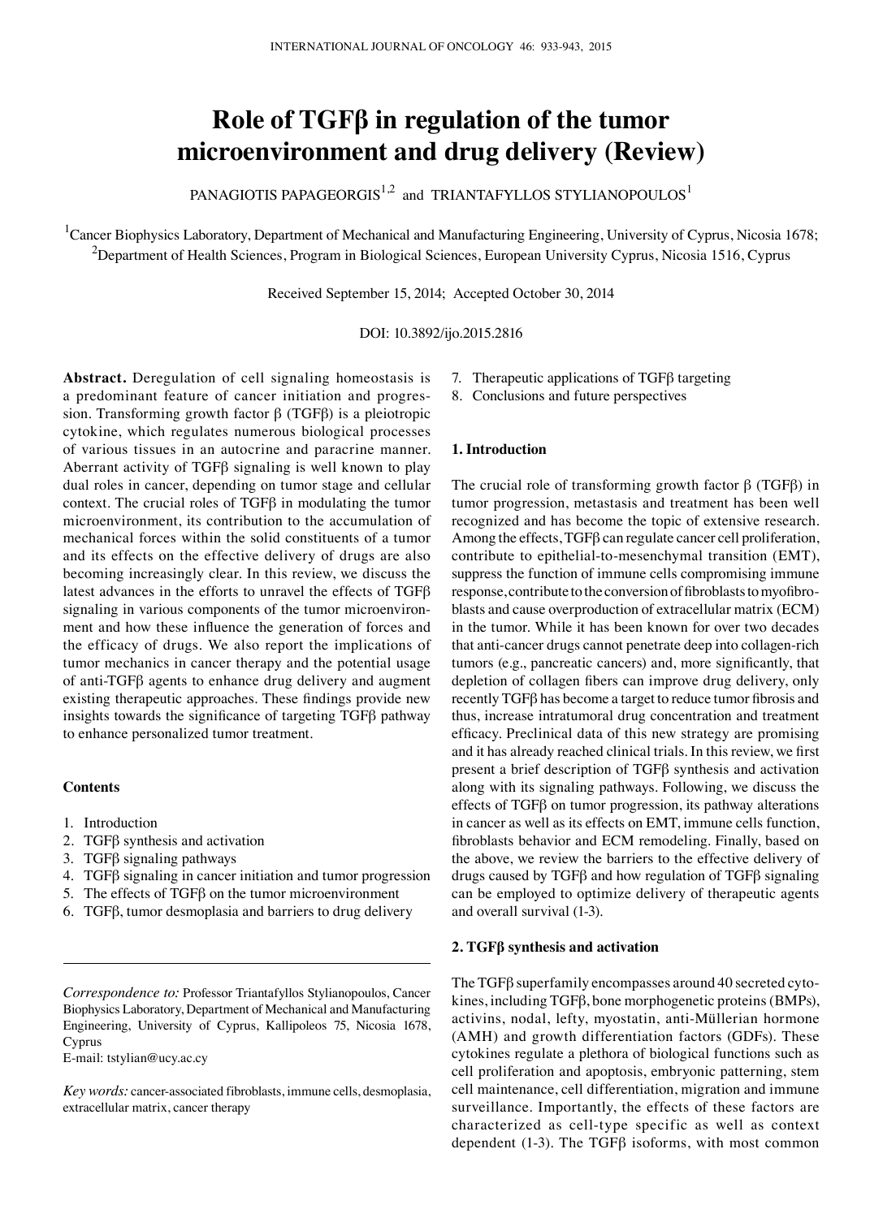# Role of TGFβ in regulation of the tumor microenvironment and drug delivery (Review)

PANAGIOTIS PAPAGEORGIS[1,2] and TRIANTAFYLLOS STYLIANOPOULOS[1]

[1]Cancer Biophysics Laboratory, Department of Mechanical and Manufacturing Engineering, University of Cyprus, Nicosia 1678; [2]Department of Health Sciences, Program in Biological Sciences, European University Cyprus, Nicosia 1516, Cyprus

Received September 15, 2014; Accepted October 30, 2014

DOI: 10.3892/ijo.2015.2816

**Abstract.** Deregulation of cell signaling homeostasis is a predominant feature of cancer initiation and progression. Transforming growth factor β (TGFβ) is a pleiotropic cytokine, which regulates numerous biological processes of various tissues in an autocrine and paracrine manner. Aberrant activity of TGFβ signaling is well known to play dual roles in cancer, depending on tumor stage and cellular context. The crucial roles of TGFβ in modulating the tumor microenvironment, its contribution to the accumulation of mechanical forces within the solid constituents of a tumor and its effects on the effective delivery of drugs are also becoming increasingly clear. In this review, we discuss the latest advances in the efforts to unravel the effects of TGFβ signaling in various components of the tumor microenvironment and how these influence the generation of forces and the efficacy of drugs. We also report the implications of tumor mechanics in cancer therapy and the potential usage of anti-TGFβ agents to enhance drug delivery and augment existing therapeutic approaches. These findings provide new insights towards the significance of targeting TGFβ pathway to enhance personalized tumor treatment.

### Contents

1. Introduction
2. TGFβ synthesis and activation
3. TGFβ signaling pathways
4. TGFβ signaling in cancer initiation and tumor progression
5. The effects of TGFβ on the tumor microenvironment
6. TGFβ, tumor desmoplasia and barriers to drug delivery
7. Therapeutic applications of TGFβ targeting
8. Conclusions and future perspectives

*Correspondence to:* Professor Triantafyllos Stylianopoulos, Cancer Biophysics Laboratory, Department of Mechanical and Manufacturing Engineering, University of Cyprus, Kallipoleos 75, Nicosia 1678, Cyprus
E-mail: tstylian@ucy.ac.cy

*Key words:* cancer-associated fibroblasts, immune cells, desmoplasia, extracellular matrix, cancer therapy

## 1. Introduction

The crucial role of transforming growth factor β (TGFβ) in tumor progression, metastasis and treatment has been well recognized and has become the topic of extensive research. Among the effects, TGFβ can regulate cancer cell proliferation, contribute to epithelial-to-mesenchymal transition (EMT), suppress the function of immune cells compromising immune response, contribute to the conversion of fibroblasts to myofibroblasts and cause overproduction of extracellular matrix (ECM) in the tumor. While it has been known for over two decades that anti-cancer drugs cannot penetrate deep into collagen-rich tumors (e.g., pancreatic cancers) and, more significantly, that depletion of collagen fibers can improve drug delivery, only recently TGFβ has become a target to reduce tumor fibrosis and thus, increase intratumoral drug concentration and treatment efficacy. Preclinical data of this new strategy are promising and it has already reached clinical trials. In this review, we first present a brief description of TGFβ synthesis and activation along with its signaling pathways. Following, we discuss the effects of TGFβ on tumor progression, its pathway alterations in cancer as well as its effects on EMT, immune cells function, fibroblasts behavior and ECM remodeling. Finally, based on the above, we review the barriers to the effective delivery of drugs caused by TGFβ and how regulation of TGFβ signaling can be employed to optimize delivery of therapeutic agents and overall survival (1-3).

## 2. TGFβ synthesis and activation

The TGFβ superfamily encompasses around 40 secreted cytokines, including TGFβ, bone morphogenetic proteins (BMPs), activins, nodal, lefty, myostatin, anti-Müllerian hormone (AMH) and growth differentiation factors (GDFs). These cytokines regulate a plethora of biological functions such as cell proliferation and apoptosis, embryonic patterning, stem cell maintenance, cell differentiation, migration and immune surveillance. Importantly, the effects of these factors are characterized as cell-type specific as well as context dependent (1-3). The TGFβ isoforms, with most common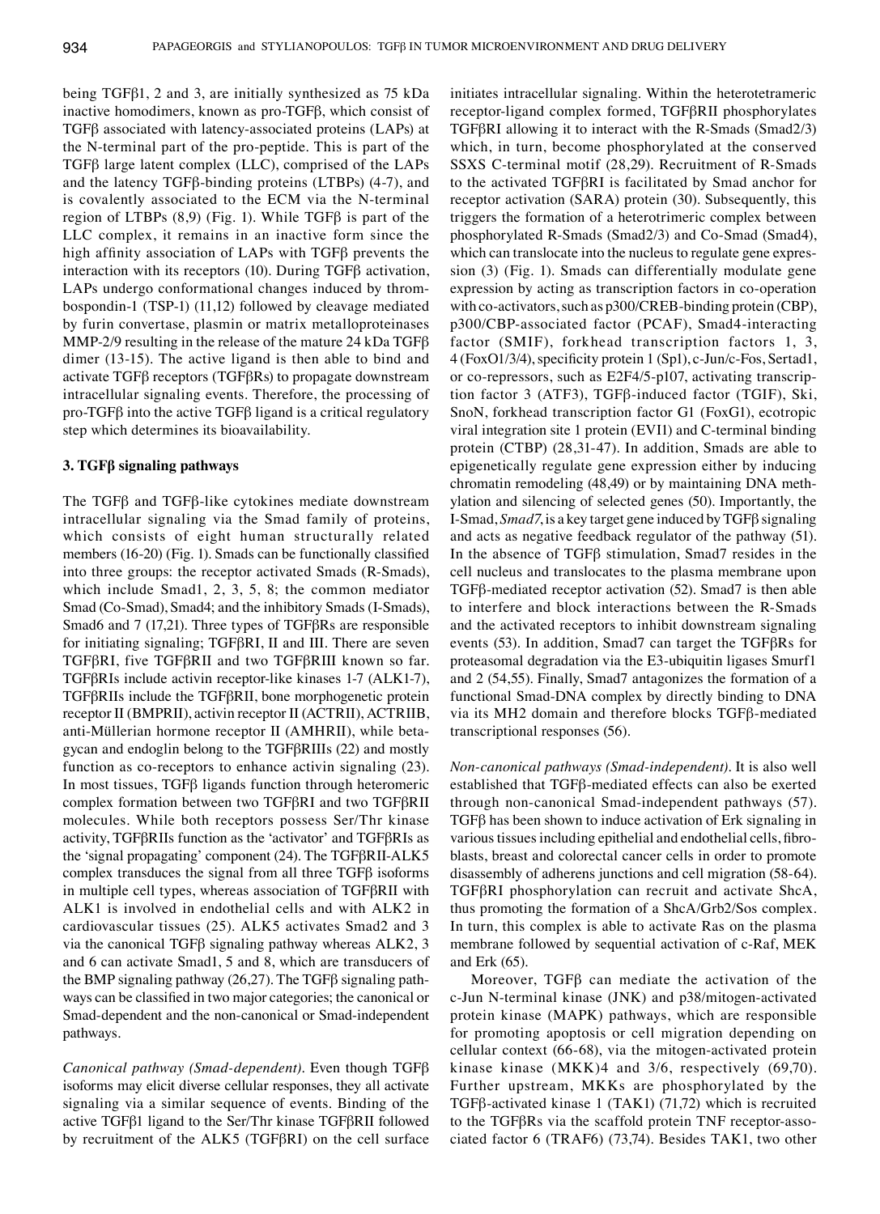being TGFβ1, 2 and 3, are initially synthesized as 75 kDa inactive homodimers, known as pro-TGFβ, which consist of TGFβ associated with latency-associated proteins (LAPs) at the N-terminal part of the pro-peptide. This is part of the TGFβ large latent complex (LLC), comprised of the LAPs and the latency TGFβ-binding proteins (LTBPs) (4-7), and is covalently associated to the ECM via the N-terminal region of LTBPs (8,9) (Fig. 1). While TGFβ is part of the LLC complex, it remains in an inactive form since the high affinity association of LAPs with TGFβ prevents the interaction with its receptors (10). During TGFβ activation, LAPs undergo conformational changes induced by thrombospondin-1 (TSP-1) (11,12) followed by cleavage mediated by furin convertase, plasmin or matrix metalloproteinases MMP-2/9 resulting in the release of the mature 24 kDa TGFβ dimer (13-15). The active ligand is then able to bind and activate TGFβ receptors (TGFβRs) to propagate downstream intracellular signaling events. Therefore, the processing of pro-TGFβ into the active TGFβ ligand is a critical regulatory step which determines its bioavailability.

## 3. TGFβ signaling pathways

The TGFβ and TGFβ-like cytokines mediate downstream intracellular signaling via the Smad family of proteins, which consists of eight human structurally related members (16-20) (Fig. 1). Smads can be functionally classified into three groups: the receptor activated Smads (R-Smads), which include Smad1, 2, 3, 5, 8; the common mediator Smad (Co-Smad), Smad4; and the inhibitory Smads (I-Smads), Smad6 and 7 (17,21). Three types of TGFβRs are responsible for initiating signaling; TGFβRI, II and III. There are seven TGFβRI, five TGFβRII and two TGFβRIII known so far. TGFβRIs include activin receptor-like kinases 1-7 (ALK1-7), TGFβRIIs include the TGFβRII, bone morphogenetic protein receptor II (BMPRII), activin receptor II (ACTRII), ACTRIIB, anti-Müllerian hormone receptor II (AMHRII), while betagycan and endoglin belong to the TGFβRIIIs (22) and mostly function as co-receptors to enhance activin signaling (23). In most tissues, TGFβ ligands function through heteromeric complex formation between two TGFβRI and two TGFβRII molecules. While both receptors possess Ser/Thr kinase activity, TGFβRIIs function as the 'activator' and TGFβRIs as the 'signal propagating' component (24). The TGFβRII-ALK5 complex transduces the signal from all three TGFβ isoforms in multiple cell types, whereas association of TGFβRII with ALK1 is involved in endothelial cells and with ALK2 in cardiovascular tissues (25). ALK5 activates Smad2 and 3 via the canonical TGFβ signaling pathway whereas ALK2, 3 and 6 can activate Smad1, 5 and 8, which are transducers of the BMP signaling pathway (26,27). The TGFβ signaling pathways can be classified in two major categories; the canonical or Smad-dependent and the non-canonical or Smad-independent pathways.

*Canonical pathway (Smad-dependent).* Even though TGFβ isoforms may elicit diverse cellular responses, they all activate signaling via a similar sequence of events. Binding of the active TGFβ1 ligand to the Ser/Thr kinase TGFβRII followed by recruitment of the ALK5 (TGFβRI) on the cell surface initiates intracellular signaling. Within the heterotetrameric receptor-ligand complex formed, TGFβRII phosphorylates TGFβRI allowing it to interact with the R-Smads (Smad2/3) which, in turn, become phosphorylated at the conserved SSXS C-terminal motif (28,29). Recruitment of R-Smads to the activated TGFβRI is facilitated by Smad anchor for receptor activation (SARA) protein (30). Subsequently, this triggers the formation of a heterotrimeric complex between phosphorylated R-Smads (Smad2/3) and Co-Smad (Smad4), which can translocate into the nucleus to regulate gene expression (3) (Fig. 1). Smads can differentially modulate gene expression by acting as transcription factors in co-operation with co-activators, such as p300/CREB-binding protein (CBP), p300/CBP-associated factor (PCAF), Smad4-interacting factor (SMIF), forkhead transcription factors 1, 3, 4 (FoxO1/3/4), specificity protein 1 (Sp1), c-Jun/c-Fos, Sertad1, or co-repressors, such as E2F4/5-p107, activating transcription factor 3 (ATF3), TGFβ-induced factor (TGIF), Ski, SnoN, forkhead transcription factor G1 (FoxG1), ecotropic viral integration site 1 protein (EVI1) and C-terminal binding protein (CTBP) (28,31-47). In addition, Smads are able to epigenetically regulate gene expression either by inducing chromatin remodeling (48,49) or by maintaining DNA methylation and silencing of selected genes (50). Importantly, the I-Smad, *Smad7*, is a key target gene induced by TGFβ signaling and acts as negative feedback regulator of the pathway (51). In the absence of TGFβ stimulation, Smad7 resides in the cell nucleus and translocates to the plasma membrane upon TGFβ-mediated receptor activation (52). Smad7 is then able to interfere and block interactions between the R-Smads and the activated receptors to inhibit downstream signaling events (53). In addition, Smad7 can target the TGFβRs for proteasomal degradation via the E3-ubiquitin ligases Smurf1 and 2 (54,55). Finally, Smad7 antagonizes the formation of a functional Smad-DNA complex by directly binding to DNA via its MH2 domain and therefore blocks TGFβ-mediated transcriptional responses (56).

*Non-canonical pathways (Smad-independent).* It is also well established that TGFβ-mediated effects can also be exerted through non-canonical Smad-independent pathways (57). TGFβ has been shown to induce activation of Erk signaling in various tissues including epithelial and endothelial cells, fibroblasts, breast and colorectal cancer cells in order to promote disassembly of adherens junctions and cell migration (58-64). TGFβRI phosphorylation can recruit and activate ShcA, thus promoting the formation of a ShcA/Grb2/Sos complex. In turn, this complex is able to activate Ras on the plasma membrane followed by sequential activation of c-Raf, MEK and Erk (65).

Moreover, TGFβ can mediate the activation of the c-Jun N-terminal kinase (JNK) and p38/mitogen-activated protein kinase (MAPK) pathways, which are responsible for promoting apoptosis or cell migration depending on cellular context (66-68), via the mitogen-activated protein kinase kinase (MKK)4 and 3/6, respectively (69,70). Further upstream, MKKs are phosphorylated by the TGFβ-activated kinase 1 (TAK1) (71,72) which is recruited to the TGFβRs via the scaffold protein TNF receptor-associated factor 6 (TRAF6) (73,74). Besides TAK1, two other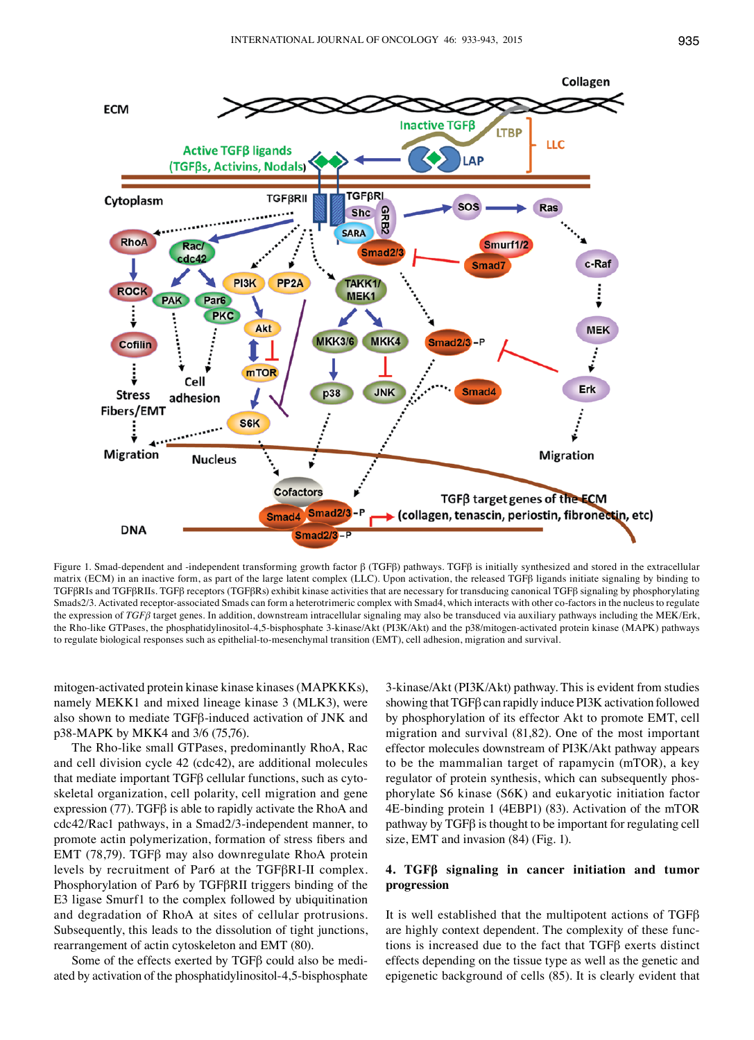Figure 1. Smad-dependent and -independent transforming growth factor β (TGFβ) pathways. TGFβ is initially synthesized and stored in the extracellular matrix (ECM) in an inactive form, as part of the large latent complex (LLC). Upon activation, the released TGFβ ligands initiate signaling by binding to TGFβRIs and TGFβRIIs. TGFβ receptors (TGFβRs) exhibit kinase activities that are necessary for transducing canonical TGFβ signaling by phosphorylating Smads2/3. Activated receptor-associated Smads can form a heterotrimeric complex with Smad4, which interacts with other co-factors in the nucleus to regulate the expression of *TGFβ* target genes. In addition, downstream intracellular signaling may also be transduced via auxiliary pathways including the MEK/Erk, the Rho-like GTPases, the phosphatidylinositol-4,5-bisphosphate 3-kinase/Akt (PI3K/Akt) and the p38/mitogen-activated protein kinase (MAPK) pathways to regulate biological responses such as epithelial-to-mesenchymal transition (EMT), cell adhesion, migration and survival.

mitogen-activated protein kinase kinase kinases (MAPKKKs), namely MEKK1 and mixed lineage kinase 3 (MLK3), were also shown to mediate TGFβ-induced activation of JNK and p38-MAPK by MKK4 and 3/6 (75,76).

The Rho-like small GTPases, predominantly RhoA, Rac and cell division cycle 42 (cdc42), are additional molecules that mediate important TGFβ cellular functions, such as cytoskeletal organization, cell polarity, cell migration and gene expression (77). TGFβ is able to rapidly activate the RhoA and cdc42/Rac1 pathways, in a Smad2/3-independent manner, to promote actin polymerization, formation of stress fibers and EMT (78,79). TGFβ may also downregulate RhoA protein levels by recruitment of Par6 at the TGFβRI-II complex. Phosphorylation of Par6 by TGFβRII triggers binding of the E3 ligase Smurf1 to the complex followed by ubiquitination and degradation of RhoA at sites of cellular protrusions. Subsequently, this leads to the dissolution of tight junctions, rearrangement of actin cytoskeleton and EMT (80).

Some of the effects exerted by TGFβ could also be mediated by activation of the phosphatidylinositol-4,5-bisphosphate 3-kinase/Akt (PI3K/Akt) pathway. This is evident from studies showing that TGFβ can rapidly induce PI3K activation followed by phosphorylation of its effector Akt to promote EMT, cell migration and survival (81,82). One of the most important effector molecules downstream of PI3K/Akt pathway appears to be the mammalian target of rapamycin (mTOR), a key regulator of protein synthesis, which can subsequently phosphorylate S6 kinase (S6K) and eukaryotic initiation factor 4E-binding protein 1 (4EBP1) (83). Activation of the mTOR pathway by TGFβ is thought to be important for regulating cell size, EMT and invasion (84) (Fig. 1).

## 4. TGFβ signaling in cancer initiation and tumor progression

It is well established that the multipotent actions of TGFβ are highly context dependent. The complexity of these functions is increased due to the fact that TGFβ exerts distinct effects depending on the tissue type as well as the genetic and epigenetic background of cells (85). It is clearly evident that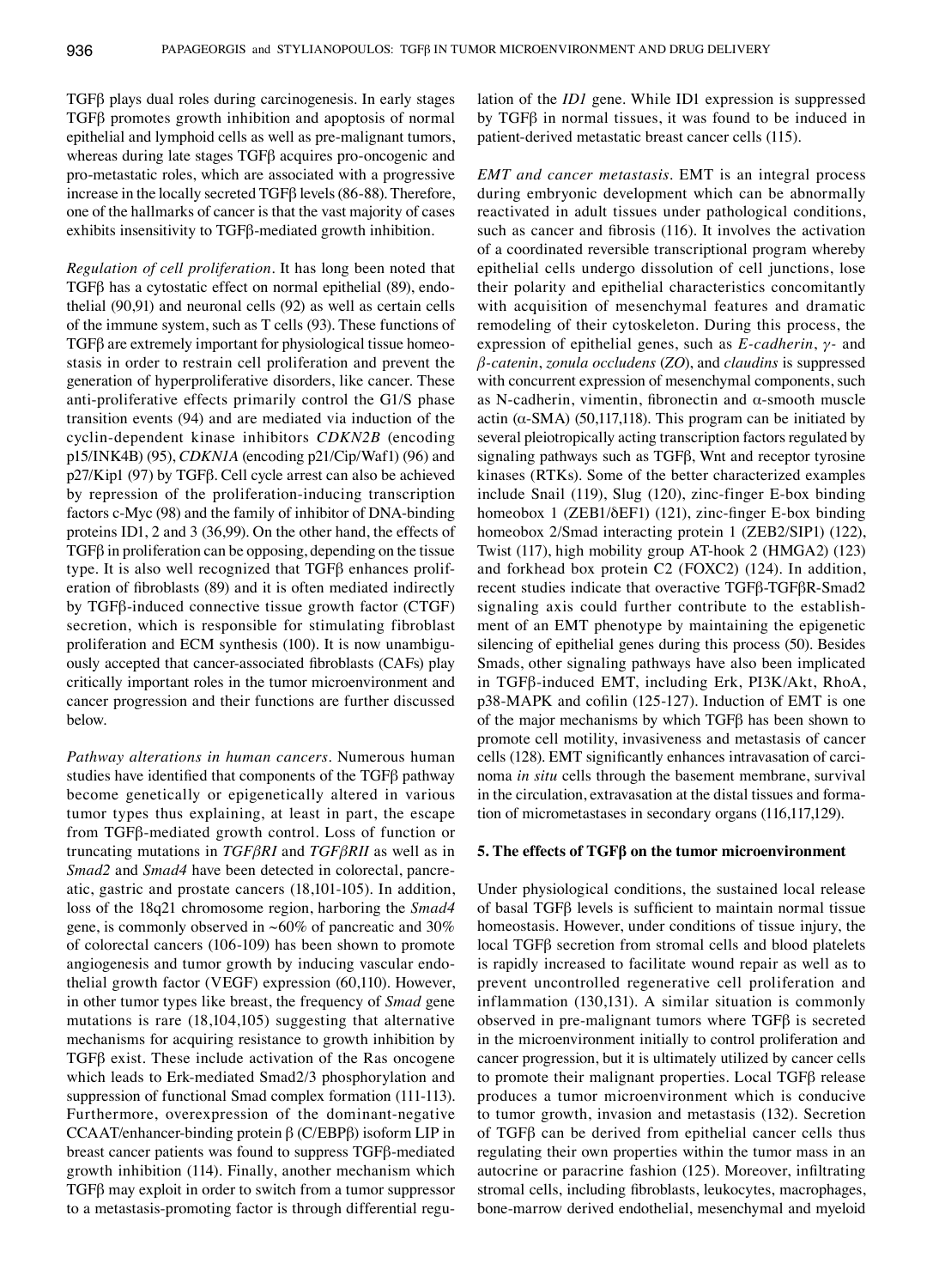TGFβ plays dual roles during carcinogenesis. In early stages TGFβ promotes growth inhibition and apoptosis of normal epithelial and lymphoid cells as well as pre-malignant tumors, whereas during late stages TGFβ acquires pro-oncogenic and pro-metastatic roles, which are associated with a progressive increase in the locally secreted TGFβ levels (86-88). Therefore, one of the hallmarks of cancer is that the vast majority of cases exhibits insensitivity to TGFβ-mediated growth inhibition.

*Regulation of cell proliferation.* It has long been noted that TGFβ has a cytostatic effect on normal epithelial (89), endothelial (90,91) and neuronal cells (92) as well as certain cells of the immune system, such as T cells (93). These functions of TGFβ are extremely important for physiological tissue homeostasis in order to restrain cell proliferation and prevent the generation of hyperproliferative disorders, like cancer. These anti-proliferative effects primarily control the G1/S phase transition events (94) and are mediated via induction of the cyclin-dependent kinase inhibitors *CDKN2B* (encoding p15/INK4B) (95), *CDKN1A* (encoding p21/Cip/Waf1) (96) and p27/Kip1 (97) by TGFβ. Cell cycle arrest can also be achieved by repression of the proliferation-inducing transcription factors c-Myc (98) and the family of inhibitor of DNA-binding proteins ID1, 2 and 3 (36,99). On the other hand, the effects of TGFβ in proliferation can be opposing, depending on the tissue type. It is also well recognized that TGFβ enhances proliferation of fibroblasts (89) and it is often mediated indirectly by TGFβ-induced connective tissue growth factor (CTGF) secretion, which is responsible for stimulating fibroblast proliferation and ECM synthesis (100). It is now unambiguously accepted that cancer-associated fibroblasts (CAFs) play critically important roles in the tumor microenvironment and cancer progression and their functions are further discussed below.

*Pathway alterations in human cancers.* Numerous human studies have identified that components of the TGFβ pathway become genetically or epigenetically altered in various tumor types thus explaining, at least in part, the escape from TGFβ-mediated growth control. Loss of function or truncating mutations in *TGFβRI* and *TGFβRII* as well as in *Smad2* and *Smad4* have been detected in colorectal, pancreatic, gastric and prostate cancers (18,101-105). In addition, loss of the 18q21 chromosome region, harboring the *Smad4* gene, is commonly observed in ~60% of pancreatic and 30% of colorectal cancers (106-109) has been shown to promote angiogenesis and tumor growth by inducing vascular endothelial growth factor (VEGF) expression (60,110). However, in other tumor types like breast, the frequency of *Smad* gene mutations is rare (18,104,105) suggesting that alternative mechanisms for acquiring resistance to growth inhibition by TGFβ exist. These include activation of the Ras oncogene which leads to Erk-mediated Smad2/3 phosphorylation and suppression of functional Smad complex formation (111-113). Furthermore, overexpression of the dominant-negative CCAAT/enhancer-binding protein β (C/EBPβ) isoform LIP in breast cancer patients was found to suppress TGFβ-mediated growth inhibition (114). Finally, another mechanism which TGFβ may exploit in order to switch from a tumor suppressor to a metastasis-promoting factor is through differential regulation of the *ID1* gene. While ID1 expression is suppressed by TGFβ in normal tissues, it was found to be induced in patient-derived metastatic breast cancer cells (115).

*EMT and cancer metastasis.* EMT is an integral process during embryonic development which can be abnormally reactivated in adult tissues under pathological conditions, such as cancer and fibrosis (116). It involves the activation of a coordinated reversible transcriptional program whereby epithelial cells undergo dissolution of cell junctions, lose their polarity and epithelial characteristics concomitantly with acquisition of mesenchymal features and dramatic remodeling of their cytoskeleton. During this process, the expression of epithelial genes, such as *E-cadherin*, *γ-* and *β-catenin*, *zonula occludens* (*ZO*), and *claudins* is suppressed with concurrent expression of mesenchymal components, such as N-cadherin, vimentin, fibronectin and α-smooth muscle actin (α-SMA) (50,117,118). This program can be initiated by several pleiotropically acting transcription factors regulated by signaling pathways such as TGFβ, Wnt and receptor tyrosine kinases (RTKs). Some of the better characterized examples include Snail (119), Slug (120), zinc-finger E-box binding homeobox 1 (ZEB1/δEF1) (121), zinc-finger E-box binding homeobox 2/Smad interacting protein 1 (ZEB2/SIP1) (122), Twist (117), high mobility group AT-hook 2 (HMGA2) (123) and forkhead box protein C2 (FOXC2) (124). In addition, recent studies indicate that overactive TGFβ-TGFβR-Smad2 signaling axis could further contribute to the establishment of an EMT phenotype by maintaining the epigenetic silencing of epithelial genes during this process (50). Besides Smads, other signaling pathways have also been implicated in TGFβ-induced EMT, including Erk, PI3K/Akt, RhoA, p38-MAPK and cofilin (125-127). Induction of EMT is one of the major mechanisms by which TGFβ has been shown to promote cell motility, invasiveness and metastasis of cancer cells (128). EMT significantly enhances intravasation of carcinoma *in situ* cells through the basement membrane, survival in the circulation, extravasation at the distal tissues and formation of micrometastases in secondary organs (116,117,129).

## 5. The effects of TGFβ on the tumor microenvironment

Under physiological conditions, the sustained local release of basal TGFβ levels is sufficient to maintain normal tissue homeostasis. However, under conditions of tissue injury, the local TGFβ secretion from stromal cells and blood platelets is rapidly increased to facilitate wound repair as well as to prevent uncontrolled regenerative cell proliferation and inflammation (130,131). A similar situation is commonly observed in pre-malignant tumors where TGFβ is secreted in the microenvironment initially to control proliferation and cancer progression, but it is ultimately utilized by cancer cells to promote their malignant properties. Local TGFβ release produces a tumor microenvironment which is conducive to tumor growth, invasion and metastasis (132). Secretion of TGFβ can be derived from epithelial cancer cells thus regulating their own properties within the tumor mass in an autocrine or paracrine fashion (125). Moreover, infiltrating stromal cells, including fibroblasts, leukocytes, macrophages, bone-marrow derived endothelial, mesenchymal and myeloid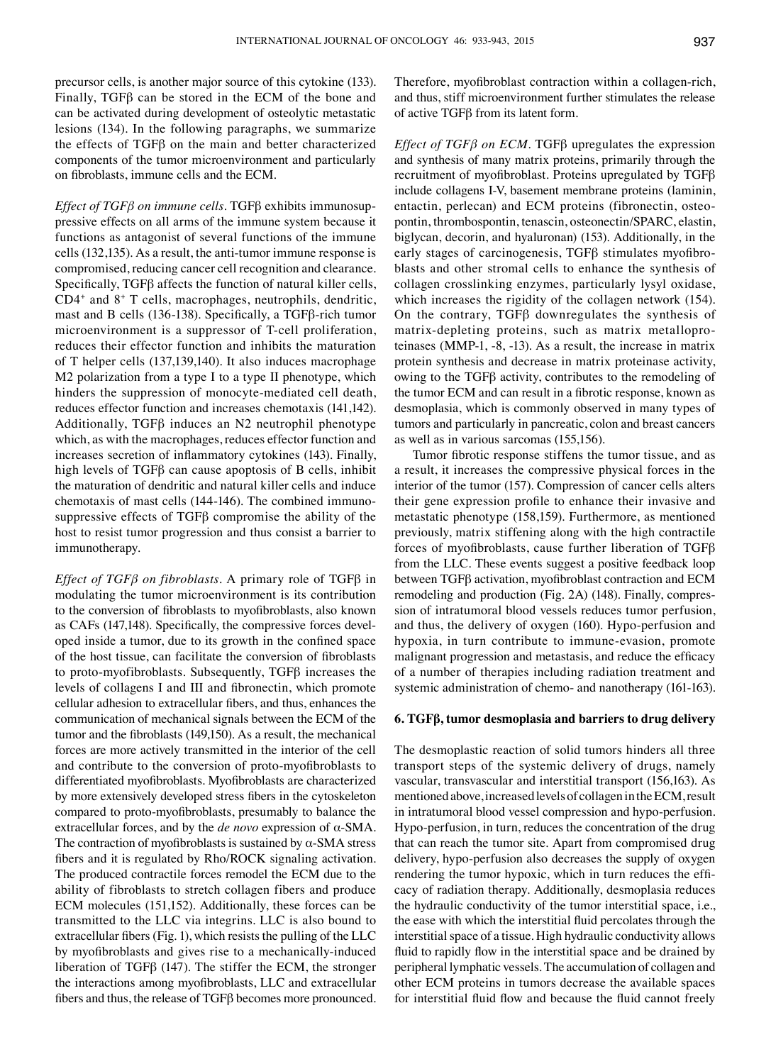precursor cells, is another major source of this cytokine (133). Finally, TGFβ can be stored in the ECM of the bone and can be activated during development of osteolytic metastatic lesions (134). In the following paragraphs, we summarize the effects of TGFβ on the main and better characterized components of the tumor microenvironment and particularly on fibroblasts, immune cells and the ECM.

*Effect of TGFβ on immune cells*. TGFβ exhibits immunosuppressive effects on all arms of the immune system because it functions as antagonist of several functions of the immune cells (132,135). As a result, the anti-tumor immune response is compromised, reducing cancer cell recognition and clearance. Specifically, TGFβ affects the function of natural killer cells, $CD4^+$ and $8^+$ T cells, macrophages, neutrophils, dendritic, mast and B cells (136-138). Specifically, a TGFβ-rich tumor microenvironment is a suppressor of T-cell proliferation, reduces their effector function and inhibits the maturation of T helper cells (137,139,140). It also induces macrophage M2 polarization from a type I to a type II phenotype, which hinders the suppression of monocyte-mediated cell death, reduces effector function and increases chemotaxis (141,142). Additionally, TGFβ induces an N2 neutrophil phenotype which, as with the macrophages, reduces effector function and increases secretion of inflammatory cytokines (143). Finally, high levels of TGFβ can cause apoptosis of B cells, inhibit the maturation of dendritic and natural killer cells and induce chemotaxis of mast cells (144-146). The combined immunosuppressive effects of TGFβ compromise the ability of the host to resist tumor progression and thus consist a barrier to immunotherapy.

*Effect of TGFβ on fibroblasts*. A primary role of TGFβ in modulating the tumor microenvironment is its contribution to the conversion of fibroblasts to myofibroblasts, also known as CAFs (147,148). Specifically, the compressive forces developed inside a tumor, due to its growth in the confined space of the host tissue, can facilitate the conversion of fibroblasts to proto-myofibroblasts. Subsequently, TGFβ increases the levels of collagens I and III and fibronectin, which promote cellular adhesion to extracellular fibers, and thus, enhances the communication of mechanical signals between the ECM of the tumor and the fibroblasts (149,150). As a result, the mechanical forces are more actively transmitted in the interior of the cell and contribute to the conversion of proto-myofibroblasts to differentiated myofibroblasts. Myofibroblasts are characterized by more extensively developed stress fibers in the cytoskeleton compared to proto-myofibroblasts, presumably to balance the extracellular forces, and by the *de novo* expression of α-SMA. The contraction of myofibroblasts is sustained by α-SMA stress fibers and it is regulated by Rho/ROCK signaling activation. The produced contractile forces remodel the ECM due to the ability of fibroblasts to stretch collagen fibers and produce ECM molecules (151,152). Additionally, these forces can be transmitted to the LLC via integrins. LLC is also bound to extracellular fibers (Fig. 1), which resists the pulling of the LLC by myofibroblasts and gives rise to a mechanically-induced liberation of TGFβ (147). The stiffer the ECM, the stronger the interactions among myofibroblasts, LLC and extracellular fibers and thus, the release of TGFβ becomes more pronounced. Therefore, myofibroblast contraction within a collagen-rich, and thus, stiff microenvironment further stimulates the release of active TGFβ from its latent form.

*Effect of TGFβ on ECM*. TGFβ upregulates the expression and synthesis of many matrix proteins, primarily through the recruitment of myofibroblast. Proteins upregulated by TGFβ include collagens I-V, basement membrane proteins (laminin, entactin, perlecan) and ECM proteins (fibronectin, osteopontin, thrombospontin, tenascin, osteonectin/SPARC, elastin, biglycan, decorin, and hyaluronan) (153). Additionally, in the early stages of carcinogenesis, TGFβ stimulates myofibroblasts and other stromal cells to enhance the synthesis of collagen crosslinking enzymes, particularly lysyl oxidase, which increases the rigidity of the collagen network (154). On the contrary, TGFβ downregulates the synthesis of matrix-depleting proteins, such as matrix metalloproteinases (MMP-1, -8, -13). As a result, the increase in matrix protein synthesis and decrease in matrix proteinase activity, owing to the TGFβ activity, contributes to the remodeling of the tumor ECM and can result in a fibrotic response, known as desmoplasia, which is commonly observed in many types of tumors and particularly in pancreatic, colon and breast cancers as well as in various sarcomas (155,156).

Tumor fibrotic response stiffens the tumor tissue, and as a result, it increases the compressive physical forces in the interior of the tumor (157). Compression of cancer cells alters their gene expression profile to enhance their invasive and metastatic phenotype (158,159). Furthermore, as mentioned previously, matrix stiffening along with the high contractile forces of myofibroblasts, cause further liberation of TGFβ from the LLC. These events suggest a positive feedback loop between TGFβ activation, myofibroblast contraction and ECM remodeling and production (Fig. 2A) (148). Finally, compression of intratumoral blood vessels reduces tumor perfusion, and thus, the delivery of oxygen (160). Hypo-perfusion and hypoxia, in turn contribute to immune-evasion, promote malignant progression and metastasis, and reduce the efficacy of a number of therapies including radiation treatment and systemic administration of chemo- and nanotherapy (161-163).

## 6. TGFβ, tumor desmoplasia and barriers to drug delivery

The desmoplastic reaction of solid tumors hinders all three transport steps of the systemic delivery of drugs, namely vascular, transvascular and interstitial transport (156,163). As mentioned above, increased levels of collagen in the ECM, result in intratumoral blood vessel compression and hypo-perfusion. Hypo-perfusion, in turn, reduces the concentration of the drug that can reach the tumor site. Apart from compromised drug delivery, hypo-perfusion also decreases the supply of oxygen rendering the tumor hypoxic, which in turn reduces the efficacy of radiation therapy. Additionally, desmoplasia reduces the hydraulic conductivity of the tumor interstitial space, i.e., the ease with which the interstitial fluid percolates through the interstitial space of a tissue. High hydraulic conductivity allows fluid to rapidly flow in the interstitial space and be drained by peripheral lymphatic vessels. The accumulation of collagen and other ECM proteins in tumors decrease the available spaces for interstitial fluid flow and because the fluid cannot freely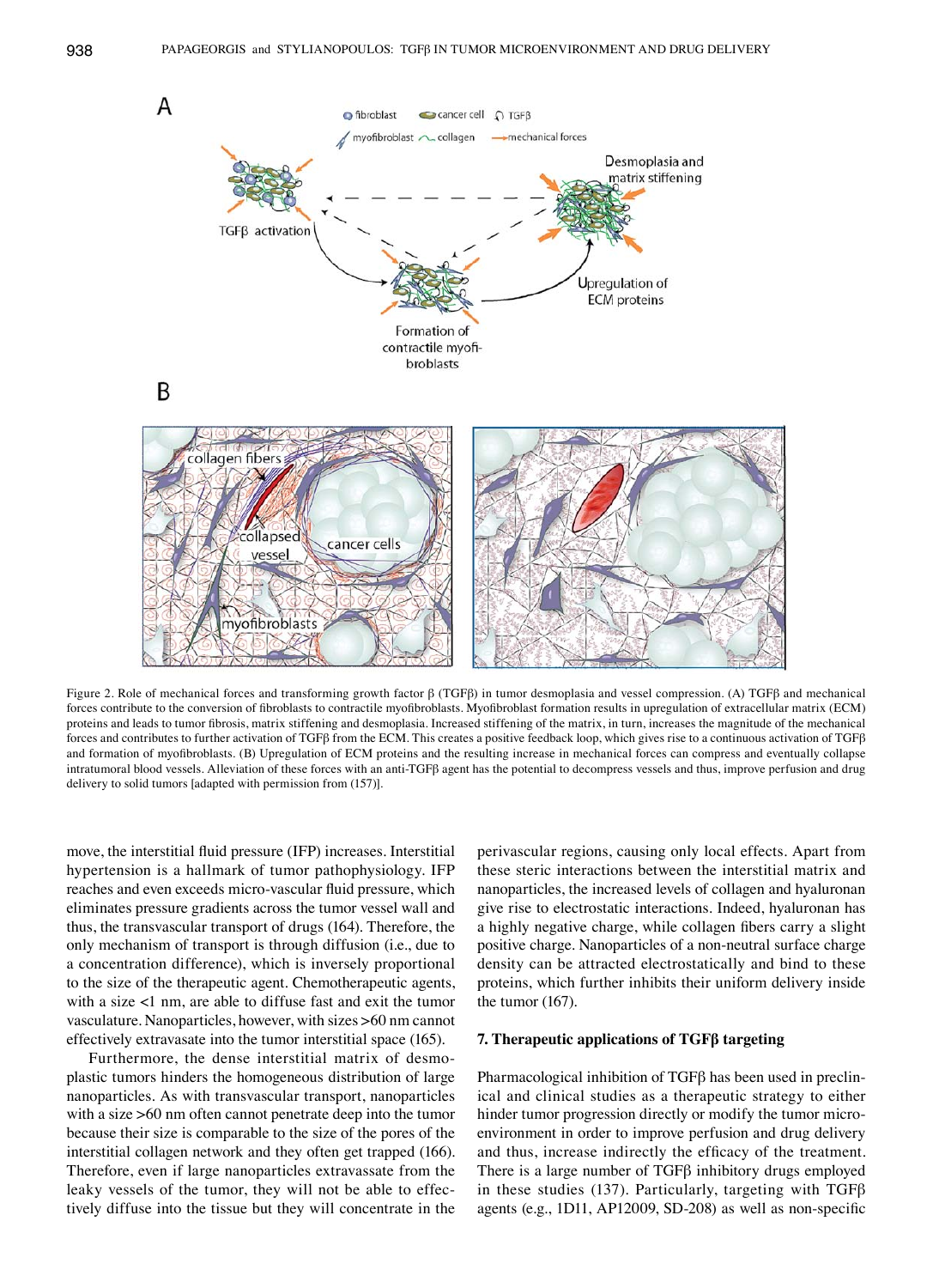Figure 2. Role of mechanical forces and transforming growth factor β (TGFβ) in tumor desmoplasia and vessel compression. (A) TGFβ and mechanical forces contribute to the conversion of fibroblasts to contractile myofibroblasts. Myofibroblast formation results in upregulation of extracellular matrix (ECM) proteins and leads to tumor fibrosis, matrix stiffening and desmoplasia. Increased stiffening of the matrix, in turn, increases the magnitude of the mechanical forces and contributes to further activation of TGFβ from the ECM. This creates a positive feedback loop, which gives rise to a continuous activation of TGFβ and formation of myofibroblasts. (B) Upregulation of ECM proteins and the resulting increase in mechanical forces can compress and eventually collapse intratumoral blood vessels. Alleviation of these forces with an anti-TGFβ agent has the potential to decompress vessels and thus, improve perfusion and drug delivery to solid tumors [adapted with permission from (157)].

move, the interstitial fluid pressure (IFP) increases. Interstitial hypertension is a hallmark of tumor pathophysiology. IFP reaches and even exceeds micro-vascular fluid pressure, which eliminates pressure gradients across the tumor vessel wall and thus, the transvascular transport of drugs (164). Therefore, the only mechanism of transport is through diffusion (i.e., due to a concentration difference), which is inversely proportional to the size of the therapeutic agent. Chemotherapeutic agents, with a size <1 nm, are able to diffuse fast and exit the tumor vasculature. Nanoparticles, however, with sizes >60 nm cannot effectively extravasate into the tumor interstitial space (165).

Furthermore, the dense interstitial matrix of desmoplastic tumors hinders the homogeneous distribution of large nanoparticles. As with transvascular transport, nanoparticles with a size >60 nm often cannot penetrate deep into the tumor because their size is comparable to the size of the pores of the interstitial collagen network and they often get trapped (166). Therefore, even if large nanoparticles extravassate from the leaky vessels of the tumor, they will not be able to effectively diffuse into the tissue but they will concentrate in the perivascular regions, causing only local effects. Apart from these steric interactions between the interstitial matrix and nanoparticles, the increased levels of collagen and hyaluronan give rise to electrostatic interactions. Indeed, hyaluronan has a highly negative charge, while collagen fibers carry a slight positive charge. Nanoparticles of a non-neutral surface charge density can be attracted electrostatically and bind to these proteins, which further inhibits their uniform delivery inside the tumor (167).

## 7. Therapeutic applications of TGFβ targeting

Pharmacological inhibition of TGFβ has been used in preclinical and clinical studies as a therapeutic strategy to either hinder tumor progression directly or modify the tumor microenvironment in order to improve perfusion and drug delivery and thus, increase indirectly the efficacy of the treatment. There is a large number of TGFβ inhibitory drugs employed in these studies (137). Particularly, targeting with TGFβ agents (e.g., 1D11, AP12009, SD-208) as well as non-specific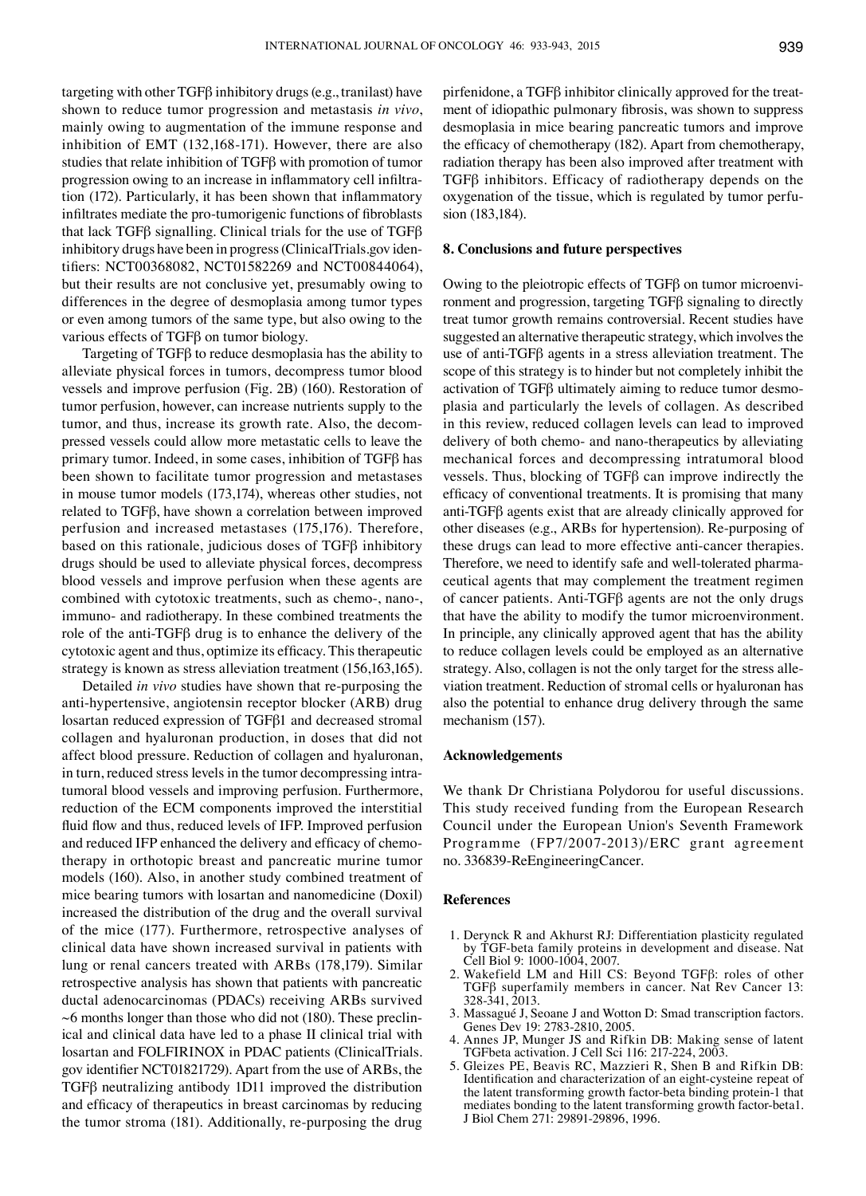targeting with other TGFβ inhibitory drugs (e.g., tranilast) have shown to reduce tumor progression and metastasis *in vivo*, mainly owing to augmentation of the immune response and inhibition of EMT (132,168-171). However, there are also studies that relate inhibition of TGFβ with promotion of tumor progression owing to an increase in inflammatory cell infiltration (172). Particularly, it has been shown that inflammatory infiltrates mediate the pro-tumorigenic functions of fibroblasts that lack TGFβ signalling. Clinical trials for the use of TGFβ inhibitory drugs have been in progress (ClinicalTrials.gov identifiers: NCT00368082, NCT01582269 and NCT00844064), but their results are not conclusive yet, presumably owing to differences in the degree of desmoplasia among tumor types or even among tumors of the same type, but also owing to the various effects of TGFβ on tumor biology.

Targeting of TGFβ to reduce desmoplasia has the ability to alleviate physical forces in tumors, decompress tumor blood vessels and improve perfusion (Fig. 2B) (160). Restoration of tumor perfusion, however, can increase nutrients supply to the tumor, and thus, increase its growth rate. Also, the decompressed vessels could allow more metastatic cells to leave the primary tumor. Indeed, in some cases, inhibition of TGFβ has been shown to facilitate tumor progression and metastases in mouse tumor models (173,174), whereas other studies, not related to TGFβ, have shown a correlation between improved perfusion and increased metastases (175,176). Therefore, based on this rationale, judicious doses of TGFβ inhibitory drugs should be used to alleviate physical forces, decompress blood vessels and improve perfusion when these agents are combined with cytotoxic treatments, such as chemo-, nano-, immuno- and radiotherapy. In these combined treatments the role of the anti-TGFβ drug is to enhance the delivery of the cytotoxic agent and thus, optimize its efficacy. This therapeutic strategy is known as stress alleviation treatment (156,163,165).

Detailed *in vivo* studies have shown that re-purposing the anti-hypertensive, angiotensin receptor blocker (ARB) drug losartan reduced expression of TGFβ1 and decreased stromal collagen and hyaluronan production, in doses that did not affect blood pressure. Reduction of collagen and hyaluronan, in turn, reduced stress levels in the tumor decompressing intratumoral blood vessels and improving perfusion. Furthermore, reduction of the ECM components improved the interstitial fluid flow and thus, reduced levels of IFP. Improved perfusion and reduced IFP enhanced the delivery and efficacy of chemotherapy in orthotopic breast and pancreatic murine tumor models (160). Also, in another study combined treatment of mice bearing tumors with losartan and nanomedicine (Doxil) increased the distribution of the drug and the overall survival of the mice (177). Furthermore, retrospective analyses of clinical data have shown increased survival in patients with lung or renal cancers treated with ARBs (178,179). Similar retrospective analysis has shown that patients with pancreatic ductal adenocarcinomas (PDACs) receiving ARBs survived ~6 months longer than those who did not (180). These preclinical and clinical data have led to a phase II clinical trial with losartan and FOLFIRINOX in PDAC patients (ClinicalTrials.gov identifier NCT01821729). Apart from the use of ARBs, the TGFβ neutralizing antibody 1D11 improved the distribution and efficacy of therapeutics in breast carcinomas by reducing the tumor stroma (181). Additionally, re-purposing the drug pirfenidone, a TGFβ inhibitor clinically approved for the treatment of idiopathic pulmonary fibrosis, was shown to suppress desmoplasia in mice bearing pancreatic tumors and improve the efficacy of chemotherapy (182). Apart from chemotherapy, radiation therapy has been also improved after treatment with TGFβ inhibitors. Efficacy of radiotherapy depends on the oxygenation of the tissue, which is regulated by tumor perfusion (183,184).

## 8. Conclusions and future perspectives

Owing to the pleiotropic effects of TGFβ on tumor microenvironment and progression, targeting TGFβ signaling to directly treat tumor growth remains controversial. Recent studies have suggested an alternative therapeutic strategy, which involves the use of anti-TGFβ agents in a stress alleviation treatment. The scope of this strategy is to hinder but not completely inhibit the activation of TGFβ ultimately aiming to reduce tumor desmoplasia and particularly the levels of collagen. As described in this review, reduced collagen levels can lead to improved delivery of both chemo- and nano-therapeutics by alleviating mechanical forces and decompressing intratumoral blood vessels. Thus, blocking of TGFβ can improve indirectly the efficacy of conventional treatments. It is promising that many anti-TGFβ agents exist that are already clinically approved for other diseases (e.g., ARBs for hypertension). Re-purposing of these drugs can lead to more effective anti-cancer therapies. Therefore, we need to identify safe and well-tolerated pharmaceutical agents that may complement the treatment regimen of cancer patients. Anti-TGFβ agents are not the only drugs that have the ability to modify the tumor microenvironment. In principle, any clinically approved agent that has the ability to reduce collagen levels could be employed as an alternative strategy. Also, collagen is not the only target for the stress alleviation treatment. Reduction of stromal cells or hyaluronan has also the potential to enhance drug delivery through the same mechanism (157).

## Acknowledgements

We thank Dr Christiana Polydorou for useful discussions. This study received funding from the European Research Council under the European Union's Seventh Framework Programme (FP7/2007-2013)/ERC grant agreement no. 336839-ReEngineeringCancer.

## References

1. Derynck R and Akhurst RJ: Differentiation plasticity regulated by TGF-beta family proteins in development and disease. Nat Cell Biol 9: 1000-1004, 2007.
2. Wakefield LM and Hill CS: Beyond TGFβ: roles of other TGFβ superfamily members in cancer. Nat Rev Cancer 13: 328-341, 2013.
3. Massagué J, Seoane J and Wotton D: Smad transcription factors. Genes Dev 19: 2783-2810, 2005.
4. Annes JP, Munger JS and Rifkin DB: Making sense of latent TGFbeta activation. J Cell Sci 116: 217-224, 2003.
5. Gleizes PE, Beavis RC, Mazzieri R, Shen B and Rifkin DB: Identification and characterization of an eight-cysteine repeat of the latent transforming growth factor-beta binding protein-1 that mediates bonding to the latent transforming growth factor-beta1. J Biol Chem 271: 29891-29896, 1996.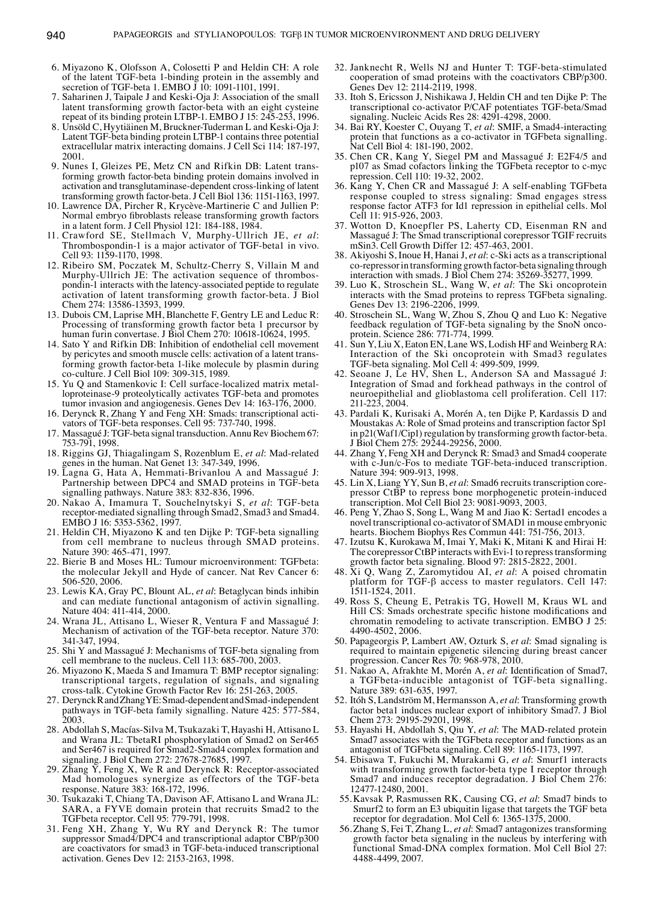6. Miyazono K, Olofsson A, Colosetti P and Heldin CH: A role of the latent TGF-beta 1-binding protein in the assembly and secretion of TGF-beta 1. EMBO J 10: 1091-1101, 1991.
7. Saharinen J, Taipale J and Keski-Oja J: Association of the small latent transforming growth factor-beta with an eight cysteine repeat of its binding protein LTBP-1. EMBO J 15: 245-253, 1996.
8. Unsöld C, Hyytiäinen M, Bruckner-Tuderman L and Keski-Oja J: Latent TGF-beta binding protein LTBP-1 contains three potential extracellular matrix interacting domains. J Cell Sci 114: 187-197, 2001.
9. Nunes I, Gleizes PE, Metz CN and Rifkin DB: Latent transforming growth factor-beta binding protein domains involved in activation and transglutaminase-dependent cross-linking of latent transforming growth factor-beta. J Cell Biol 136: 1151-1163, 1997.
10. Lawrence DA, Pircher R, Krycève-Martinerie C and Jullien P: Normal embryo fibroblasts release transforming growth factors in a latent form. J Cell Physiol 121: 184-188, 1984.
11. Crawford SE, Stellmach V, Murphy-Ullrich JE, *et al*: Thrombospondin-1 is a major activator of TGF-beta1 in vivo. Cell 93: 1159-1170, 1998.
12. Ribeiro SM, Poczatek M, Schultz-Cherry S, Villain M and Murphy-Ullrich JE: The activation sequence of thrombospondin-1 interacts with the latency-associated peptide to regulate activation of latent transforming growth factor-beta. J Biol Chem 274: 13586-13593, 1999.
13. Dubois CM, Laprise MH, Blanchette F, Gentry LE and Leduc R: Processing of transforming growth factor beta 1 precursor by human furin convertase. J Biol Chem 270: 10618-10624, 1995.
14. Sato Y and Rifkin DB: Inhibition of endothelial cell movement by pericytes and smooth muscle cells: activation of a latent transforming growth factor-beta 1-like molecule by plasmin during co-culture. J Cell Biol 109: 309-315, 1989.
15. Yu Q and Stamenkovic I: Cell surface-localized matrix metalloproteinase-9 proteolytically activates TGF-beta and promotes tumor invasion and angiogenesis. Genes Dev 14: 163-176, 2000.
16. Derynck R, Zhang Y and Feng XH: Smads: transcriptional activators of TGF-beta responses. Cell 95: 737-740, 1998.
17. Massagué J: TGF-beta signal transduction. Annu Rev Biochem 67: 753-791, 1998.
18. Riggins GJ, Thiagalingam S, Rozenblum E, *et al*: Mad-related genes in the human. Nat Genet 13: 347-349, 1996.
19. Lagna G, Hata A, Hemmati-Brivanlou A and Massagué J: Partnership between DPC4 and SMAD proteins in TGF-beta signalling pathways. Nature 383: 832-836, 1996.
20. Nakao A, Imamura T, Souchelnytskyi S, *et al*: TGF-beta receptor-mediated signalling through Smad2, Smad3 and Smad4. EMBO J 16: 5353-5362, 1997.
21. Heldin CH, Miyazono K and ten Dijke P: TGF-beta signalling from cell membrane to nucleus through SMAD proteins. Nature 390: 465-471, 1997.
22. Bierie B and Moses HL: Tumour microenvironment: TGFbeta: the molecular Jekyll and Hyde of cancer. Nat Rev Cancer 6: 506-520, 2006.
23. Lewis KA, Gray PC, Blount AL, *et al*: Betaglycan binds inhibin and can mediate functional antagonism of activin signalling. Nature 404: 411-414, 2000.
24. Wrana JL, Attisano L, Wieser R, Ventura F and Massagué J: Mechanism of activation of the TGF-beta receptor. Nature 370: 341-347, 1994.
25. Shi Y and Massagué J: Mechanisms of TGF-beta signaling from cell membrane to the nucleus. Cell 113: 685-700, 2003.
26. Miyazono K, Maeda S and Imamura T: BMP receptor signaling: transcriptional targets, regulation of signals, and signaling cross-talk. Cytokine Growth Factor Rev 16: 251-263, 2005.
27. Derynck R and Zhang YE: Smad-dependent and Smad-independent pathways in TGF-beta family signalling. Nature 425: 577-584, 2003.
28. Abdollah S, Macías-Silva M, Tsukazaki T, Hayashi H, Attisano L and Wrana JL: TbetaRI phosphorylation of Smad2 on Ser465 and Ser467 is required for Smad2-Smad4 complex formation and signaling. J Biol Chem 272: 27678-27685, 1997.
29. Zhang Y, Feng X, We R and Derynck R: Receptor-associated Mad homologues synergize as effectors of the TGF-beta response. Nature 383: 168-172, 1996.
30. Tsukazaki T, Chiang TA, Davison AF, Attisano L and Wrana JL: SARA, a FYVE domain protein that recruits Smad2 to the TGFbeta receptor. Cell 95: 779-791, 1998.
31. Feng XH, Zhang Y, Wu RY and Derynck R: The tumor suppressor Smad4/DPC4 and transcriptional adaptor CBP/p300 are coactivators for smad3 in TGF-beta-induced transcriptional activation. Genes Dev 12: 2153-2163, 1998.
32. Janknecht R, Wells NJ and Hunter T: TGF-beta-stimulated cooperation of smad proteins with the coactivators CBP/p300. Genes Dev 12: 2114-2119, 1998.
33. Itoh S, Ericsson J, Nishikawa J, Heldin CH and ten Dijke P: The transcriptional co-activator P/CAF potentiates TGF-beta/Smad signaling. Nucleic Acids Res 28: 4291-4298, 2000.
34. Bai RY, Koester C, Ouyang T, *et al*: SMIF, a Smad4-interacting protein that functions as a co-activator in TGFbeta signalling. Nat Cell Biol 4: 181-190, 2002.
35. Chen CR, Kang Y, Siegel PM and Massagué J: E2F4/5 and p107 as Smad cofactors linking the TGFbeta receptor to c-myc repression. Cell 110: 19-32, 2002.
36. Kang Y, Chen CR and Massagué J: A self-enabling TGFbeta response coupled to stress signaling: Smad engages stress response factor ATF3 for Id1 repression in epithelial cells. Mol Cell 11: 915-926, 2003.
37. Wotton D, Knoepfler PS, Laherty CD, Eisenman RN and Massagué J: The Smad transcriptional corepressor TGIF recruits mSin3. Cell Growth Differ 12: 457-463, 2001.
38. Akiyoshi S, Inoue H, Hanai J, *et al*: c-Ski acts as a transcriptional co-repressor in transforming growth factor-beta signaling through interaction with smads. J Biol Chem 274: 35269-35277, 1999.
39. Luo K, Stroschein SL, Wang W, *et al*: The Ski oncoprotein interacts with the Smad proteins to repress TGFbeta signaling. Genes Dev 13: 2196-2206, 1999.
40. Stroschein SL, Wang W, Zhou S, Zhou Q and Luo K: Negative feedback regulation of TGF-beta signaling by the SnoN oncoprotein. Science 286: 771-774, 1999.
41. Sun Y, Liu X, Eaton EN, Lane WS, Lodish HF and Weinberg RA: Interaction of the Ski oncoprotein with Smad3 regulates TGF-beta signaling. Mol Cell 4: 499-509, 1999.
42. Seoane J, Le HV, Shen L, Anderson SA and Massagué J: Integration of Smad and forkhead pathways in the control of neuroepithelial and glioblastoma cell proliferation. Cell 117: 211-223, 2004.
43. Pardali K, Kurisaki A, Morén A, ten Dijke P, Kardassis D and Moustakas A: Role of Smad proteins and transcription factor Sp1 in p21(Waf1/Cip1) regulation by transforming growth factor-beta. J Biol Chem 275: 29244-29256, 2000.
44. Zhang Y, Feng XH and Derynck R: Smad3 and Smad4 cooperate with c-Jun/c-Fos to mediate TGF-beta-induced transcription. Nature 394: 909-913, 1998.
45. Lin X, Liang YY, Sun B, *et al*: Smad6 recruits transcription corepressor CtBP to repress bone morphogenetic protein-induced transcription. Mol Cell Biol 23: 9081-9093, 2003.
46. Peng Y, Zhao S, Song L, Wang M and Jiao K: Sertad1 encodes a novel transcriptional co-activator of SMAD1 in mouse embryonic hearts. Biochem Biophys Res Commun 441: 751-756, 2013.
47. Izutsu K, Kurokawa M, Imai Y, Maki K, Mitani K and Hirai H: The corepressor CtBP interacts with Evi-1 to repress transforming growth factor beta signaling. Blood 97: 2815-2822, 2001.
48. Xi Q, Wang Z, Zaromytidou AI, *et al*: A poised chromatin platform for TGF-β access to master regulators. Cell 147: 1511-1524, 2011.
49. Ross S, Cheung E, Petrakis TG, Howell M, Kraus WL and Hill CS: Smads orchestrate specific histone modifications and chromatin remodeling to activate transcription. EMBO J 25: 4490-4502, 2006.
50. Papageorgis P, Lambert AW, Ozturk S, *et al*: Smad signaling is required to maintain epigenetic silencing during breast cancer progression. Cancer Res 70: 968-978, 2010.
51. Nakao A, Afrakhte M, Morén A, *et al*: Identification of Smad7, a TGFbeta-inducible antagonist of TGF-beta signalling. Nature 389: 631-635, 1997.
52. Itóh S, Landström M, Hermansson A, *et al*: Transforming growth factor beta1 induces nuclear export of inhibitory Smad7. J Biol Chem 273: 29195-29201, 1998.
53. Hayashi H, Abdollah S, Qiu Y, *et al*: The MAD-related protein Smad7 associates with the TGFbeta receptor and functions as an antagonist of TGFbeta signaling. Cell 89: 1165-1173, 1997.
54. Ebisawa T, Fukuchi M, Murakami G, *et al*: Smurf1 interacts with transforming growth factor-beta type I receptor through Smad7 and induces receptor degradation. J Biol Chem 276: 12477-12480, 2001.
55. Kavsak P, Rasmussen RK, Causing CG, *et al*: Smad7 binds to Smurf2 to form an E3 ubiquitin ligase that targets the TGF beta receptor for degradation. Mol Cell 6: 1365-1375, 2000.
56. Zhang S, Fei T, Zhang L, *et al*: Smad7 antagonizes transforming growth factor beta signaling in the nucleus by interfering with functional Smad-DNA complex formation. Mol Cell Biol 27: 4488-4499, 2007.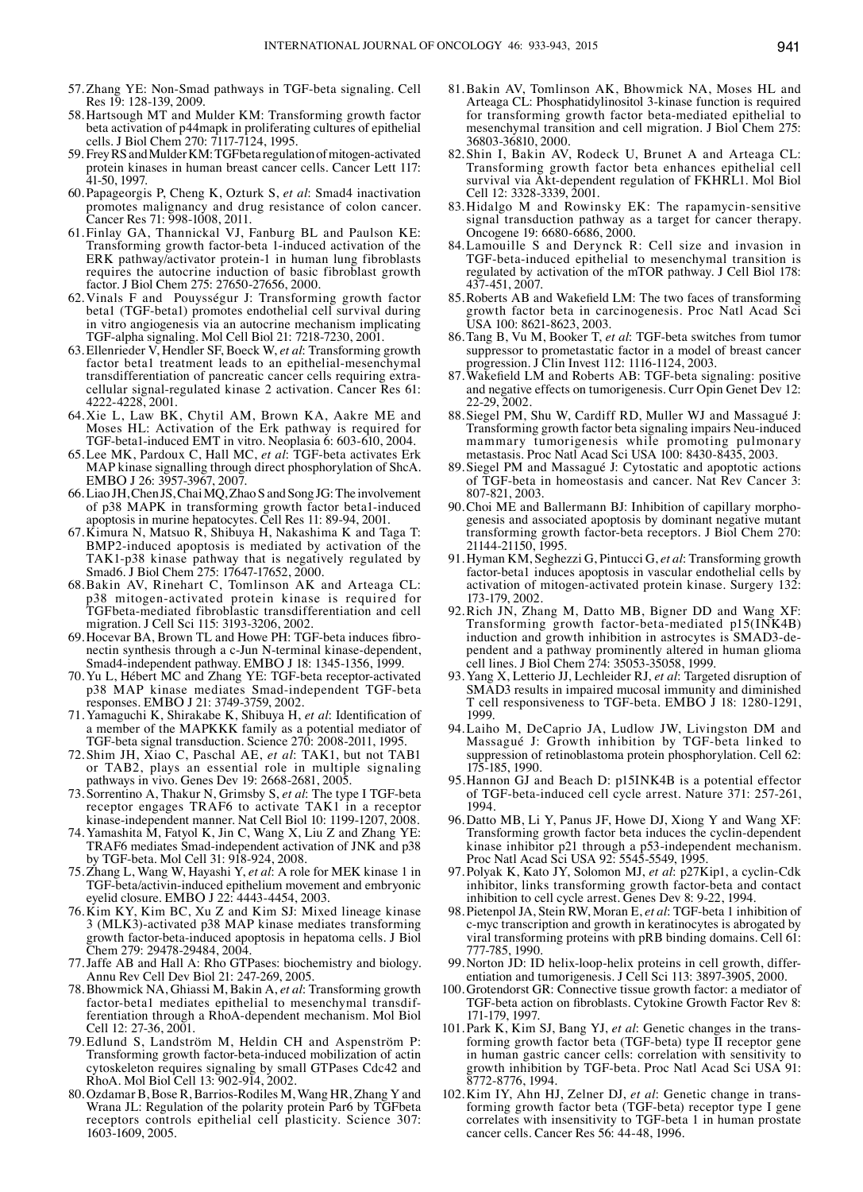57. Zhang YE: Non-Smad pathways in TGF-beta signaling. Cell Res 19: 128-139, 2009.
58. Hartsough MT and Mulder KM: Transforming growth factor beta activation of p44mapk in proliferating cultures of epithelial cells. J Biol Chem 270: 7117-7124, 1995.
59. Frey RS and Mulder KM: TGFbeta regulation of mitogen-activated protein kinases in human breast cancer cells. Cancer Lett 117: 41-50, 1997.
60. Papageorgis P, Cheng K, Ozturk S, *et al*: Smad4 inactivation promotes malignancy and drug resistance of colon cancer. Cancer Res 71: 998-1008, 2011.
61. Finlay GA, Thannickal VJ, Fanburg BL and Paulson KE: Transforming growth factor-beta 1-induced activation of the ERK pathway/activator protein-1 in human lung fibroblasts requires the autocrine induction of basic fibroblast growth factor. J Biol Chem 275: 27650-27656, 2000.
62. Vinals F and Pouysségur J: Transforming growth factor beta1 (TGF-beta1) promotes endothelial cell survival during in vitro angiogenesis via an autocrine mechanism implicating TGF-alpha signaling. Mol Cell Biol 21: 7218-7230, 2001.
63. Ellenrieder V, Hendler SF, Boeck W, *et al*: Transforming growth factor beta1 treatment leads to an epithelial-mesenchymal transdifferentiation of pancreatic cancer cells requiring extracellular signal-regulated kinase 2 activation. Cancer Res 61: 4222-4228, 2001.
64. Xie L, Law BK, Chytil AM, Brown KA, Aakre ME and Moses HL: Activation of the Erk pathway is required for TGF-beta1-induced EMT in vitro. Neoplasia 6: 603-610, 2004.
65. Lee MK, Pardoux C, Hall MC, *et al*: TGF-beta activates Erk MAP kinase signalling through direct phosphorylation of ShcA. EMBO J 26: 3957-3967, 2007.
66. Liao JH, Chen JS, Chai MQ, Zhao S and Song JG: The involvement of p38 MAPK in transforming growth factor beta1-induced apoptosis in murine hepatocytes. Cell Res 11: 89-94, 2001.
67. Kimura N, Matsuo R, Shibuya H, Nakashima K and Taga T: BMP2-induced apoptosis is mediated by activation of the TAK1-p38 kinase pathway that is negatively regulated by Smad6. J Biol Chem 275: 17647-17652, 2000.
68. Bakin AV, Rinehart C, Tomlinson AK and Arteaga CL: p38 mitogen-activated protein kinase is required for TGFbeta-mediated fibroblastic transdifferentiation and cell migration. J Cell Sci 115: 3193-3206, 2002.
69. Hocevar BA, Brown TL and Howe PH: TGF-beta induces fibronectin synthesis through a c-Jun N-terminal kinase-dependent, Smad4-independent pathway. EMBO J 18: 1345-1356, 1999.
70. Yu L, Hébert MC and Zhang YE: TGF-beta receptor-activated p38 MAP kinase mediates Smad-independent TGF-beta responses. EMBO J 21: 3749-3759, 2002.
71. Yamaguchi K, Shirakabe K, Shibuya H, *et al*: Identification of a member of the MAPKKK family as a potential mediator of TGF-beta signal transduction. Science 270: 2008-2011, 1995.
72. Shim JH, Xiao C, Paschal AE, *et al*: TAK1, but not TAB1 or TAB2, plays an essential role in multiple signaling pathways in vivo. Genes Dev 19: 2668-2681, 2005.
73. Sorrentino A, Thakur N, Grimsby S, *et al*: The type I TGF-beta receptor engages TRAF6 to activate TAK1 in a receptor kinase-independent manner. Nat Cell Biol 10: 1199-1207, 2008.
74. Yamashita M, Fatyol K, Jin C, Wang X, Liu Z and Zhang YE: TRAF6 mediates Smad-independent activation of JNK and p38 by TGF-beta. Mol Cell 31: 918-924, 2008.
75. Zhang L, Wang W, Hayashi Y, *et al*: A role for MEK kinase 1 in TGF-beta/activin-induced epithelium movement and embryonic eyelid closure. EMBO J 22: 4443-4454, 2003.
76. Kim KY, Kim BC, Xu Z and Kim SJ: Mixed lineage kinase 3 (MLK3)-activated p38 MAP kinase mediates transforming growth factor-beta-induced apoptosis in hepatoma cells. J Biol Chem 279: 29478-29484, 2004.
77. Jaffe AB and Hall A: Rho GTPases: biochemistry and biology. Annu Rev Cell Dev Biol 21: 247-269, 2005.
78. Bhowmick NA, Ghiassi M, Bakin A, *et al*: Transforming growth factor-beta1 mediates epithelial to mesenchymal transdifferentiation through a RhoA-dependent mechanism. Mol Biol Cell 12: 27-36, 2001.
79. Edlund S, Landström M, Heldin CH and Aspenström P: Transforming growth factor-beta-induced mobilization of actin cytoskeleton requires signaling by small GTPases Cdc42 and RhoA. Mol Biol Cell 13: 902-914, 2002.
80. Ozdamar B, Bose R, Barrios-Rodiles M, Wang HR, Zhang Y and Wrana JL: Regulation of the polarity protein Par6 by TGFbeta receptors controls epithelial cell plasticity. Science 307: 1603-1609, 2005.
81. Bakin AV, Tomlinson AK, Bhowmick NA, Moses HL and Arteaga CL: Phosphatidylinositol 3-kinase function is required for transforming growth factor beta-mediated epithelial to mesenchymal transition and cell migration. J Biol Chem 275: 36803-36810, 2000.
82. Shin I, Bakin AV, Rodeck U, Brunet A and Arteaga CL: Transforming growth factor beta enhances epithelial cell survival via Akt-dependent regulation of FKHRL1. Mol Biol Cell 12: 3328-3339, 2001.
83. Hidalgo M and Rowinsky EK: The rapamycin-sensitive signal transduction pathway as a target for cancer therapy. Oncogene 19: 6680-6686, 2000.
84. Lamouille S and Derynck R: Cell size and invasion in TGF-beta-induced epithelial to mesenchymal transition is regulated by activation of the mTOR pathway. J Cell Biol 178: 437-451, 2007.
85. Roberts AB and Wakefield LM: The two faces of transforming growth factor beta in carcinogenesis. Proc Natl Acad Sci USA 100: 8621-8623, 2003.
86. Tang B, Vu M, Booker T, *et al*: TGF-beta switches from tumor suppressor to prometastatic factor in a model of breast cancer progression. J Clin Invest 112: 1116-1124, 2003.
87. Wakefield LM and Roberts AB: TGF-beta signaling: positive and negative effects on tumorigenesis. Curr Opin Genet Dev 12: 22-29, 2002.
88. Siegel PM, Shu W, Cardiff RD, Muller WJ and Massagué J: Transforming growth factor beta signaling impairs Neu-induced mammary tumorigenesis while promoting pulmonary metastasis. Proc Natl Acad Sci USA 100: 8430-8435, 2003.
89. Siegel PM and Massagué J: Cytostatic and apoptotic actions of TGF-beta in homeostasis and cancer. Nat Rev Cancer 3: 807-821, 2003.
90. Choi ME and Ballermann BJ: Inhibition of capillary morphogenesis and associated apoptosis by dominant negative mutant transforming growth factor-beta receptors. J Biol Chem 270: 21144-21150, 1995.
91. Hyman KM, Seghezzi G, Pintucci G, *et al*: Transforming growth factor-beta1 induces apoptosis in vascular endothelial cells by activation of mitogen-activated protein kinase. Surgery 132: 173-179, 2002.
92. Rich JN, Zhang M, Datto MB, Bigner DD and Wang XF: Transforming growth factor-beta-mediated p15(INK4B) induction and growth inhibition in astrocytes is SMAD3-dependent and a pathway prominently altered in human glioma cell lines. J Biol Chem 274: 35053-35058, 1999.
93. Yang X, Letterio JJ, Lechleider RJ, *et al*: Targeted disruption of SMAD3 results in impaired mucosal immunity and diminished T cell responsiveness to TGF-beta. EMBO J 18: 1280-1291, 1999.
94. Laiho M, DeCaprio JA, Ludlow JW, Livingston DM and Massagué J: Growth inhibition by TGF-beta linked to suppression of retinoblastoma protein phosphorylation. Cell 62: 175-185, 1990.
95. Hannon GJ and Beach D: p15INK4B is a potential effector of TGF-beta-induced cell cycle arrest. Nature 371: 257-261, 1994.
96. Datto MB, Li Y, Panus JF, Howe DJ, Xiong Y and Wang XF: Transforming growth factor beta induces the cyclin-dependent kinase inhibitor p21 through a p53-independent mechanism. Proc Natl Acad Sci USA 92: 5545-5549, 1995.
97. Polyak K, Kato JY, Solomon MJ, *et al*: p27Kip1, a cyclin-Cdk inhibitor, links transforming growth factor-beta and contact inhibition to cell cycle arrest. Genes Dev 8: 9-22, 1994.
98. Pietenpol JA, Stein RW, Moran E, *et al*: TGF-beta 1 inhibition of c-myc transcription and growth in keratinocytes is abrogated by viral transforming proteins with pRB binding domains. Cell 61: 777-785, 1990.
99. Norton JD: ID helix-loop-helix proteins in cell growth, differentiation and tumorigenesis. J Cell Sci 113: 3897-3905, 2000.
100. Grotendorst GR: Connective tissue growth factor: a mediator of TGF-beta action on fibroblasts. Cytokine Growth Factor Rev 8: 171-179, 1997.
101. Park K, Kim SJ, Bang YJ, *et al*: Genetic changes in the transforming growth factor beta (TGF-beta) type II receptor gene in human gastric cancer cells: correlation with sensitivity to growth inhibition by TGF-beta. Proc Natl Acad Sci USA 91: 8772-8776, 1994.
102. Kim IY, Ahn HJ, Zelner DJ, *et al*: Genetic change in transforming growth factor beta (TGF-beta) receptor type I gene correlates with insensitivity to TGF-beta 1 in human prostate cancer cells. Cancer Res 56: 44-48, 1996.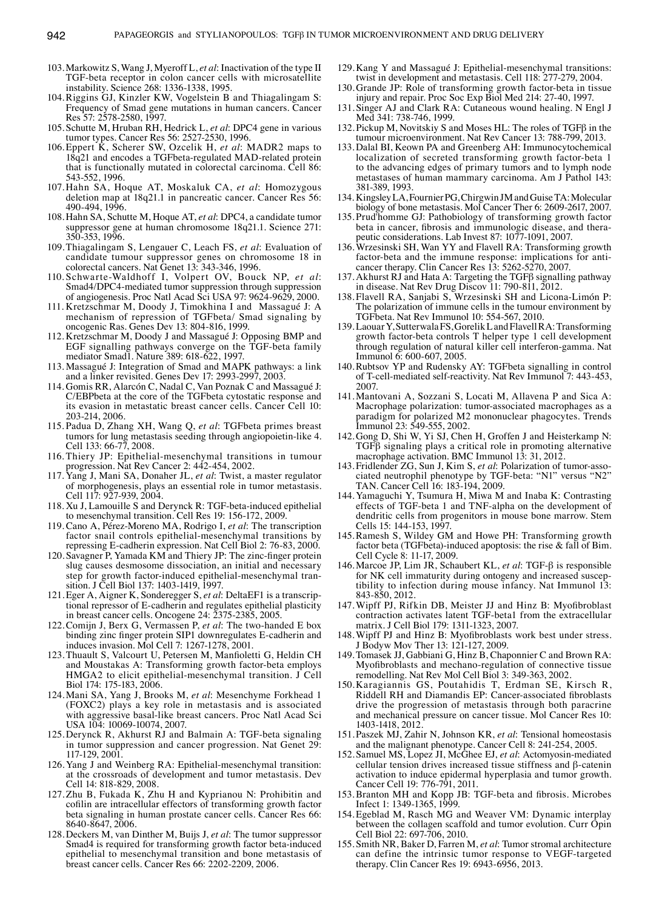103. Markowitz S, Wang J, Myeroff L, *et al*: Inactivation of the type II TGF-beta receptor in colon cancer cells with microsatellite instability. Science 268: 1336-1338, 1995.
104. Riggins GJ, Kinzler KW, Vogelstein B and Thiagalingam S: Frequency of Smad gene mutations in human cancers. Cancer Res 57: 2578-2580, 1997.
105. Schutte M, Hruban RH, Hedrick L, *et al*: DPC4 gene in various tumor types. Cancer Res 56: 2527-2530, 1996.
106. Eppert K, Scherer SW, Ozcelik H, *et al*: MADR2 maps to 18q21 and encodes a TGFbeta-regulated MAD-related protein that is functionally mutated in colorectal carcinoma. Cell 86: 543-552, 1996.
107. Hahn SA, Hoque AT, Moskaluk CA, *et al*: Homozygous deletion map at 18q21.1 in pancreatic cancer. Cancer Res 56: 490-494, 1996.
108. Hahn SA, Schutte M, Hoque AT, *et al*: DPC4, a candidate tumor suppressor gene at human chromosome 18q21.1. Science 271: 350-353, 1996.
109. Thiagalingam S, Lengauer C, Leach FS, *et al*: Evaluation of candidate tumour suppressor genes on chromosome 18 in colorectal cancers. Nat Genet 13: 343-346, 1996.
110. Schwarte-Waldhoff I, Volpert OV, Bouck NP, *et al*: Smad4/DPC4-mediated tumor suppression through suppression of angiogenesis. Proc Natl Acad Sci USA 97: 9624-9629, 2000.
111. Kretzschmar M, Doody J, Timokhina I and Massagué J: A mechanism of repression of TGFbeta/ Smad signaling by oncogenic Ras. Genes Dev 13: 804-816, 1999.
112. Kretzschmar M, Doody J and Massagué J: Opposing BMP and EGF signalling pathways converge on the TGF-beta family mediator Smad1. Nature 389: 618-622, 1997.
113. Massagué J: Integration of Smad and MAPK pathways: a link and a linker revisited. Genes Dev 17: 2993-2997, 2003.
114. Gomis RR, Alarcón C, Nadal C, Van Poznak C and Massagué J: C/EBPbeta at the core of the TGFbeta cytostatic response and its evasion in metastatic breast cancer cells. Cancer Cell 10: 203-214, 2006.
115. Padua D, Zhang XH, Wang Q, *et al*: TGFbeta primes breast tumors for lung metastasis seeding through angiopoietin-like 4. Cell 133: 66-77, 2008.
116. Thiery JP: Epithelial-mesenchymal transitions in tumour progression. Nat Rev Cancer 2: 442-454, 2002.
117. Yang J, Mani SA, Donaher JL, *et al*: Twist, a master regulator of morphogenesis, plays an essential role in tumor metastasis. Cell 117: 927-939, 2004.
118. Xu J, Lamouille S and Derynck R: TGF-beta-induced epithelial to mesenchymal transition. Cell Res 19: 156-172, 2009.
119. Cano A, Pérez-Moreno MA, Rodrigo I, *et al*: The transcription factor snail controls epithelial-mesenchymal transitions by repressing E-cadherin expression. Nat Cell Biol 2: 76-83, 2000.
120. Savagner P, Yamada KM and Thiery JP: The zinc-finger protein slug causes desmosome dissociation, an initial and necessary step for growth factor-induced epithelial-mesenchymal transition. J Cell Biol 137: 1403-1419, 1997.
121. Eger A, Aigner K, Sonderegger S, *et al*: DeltaEF1 is a transcriptional repressor of E-cadherin and regulates epithelial plasticity in breast cancer cells. Oncogene 24: 2375-2385, 2005.
122. Comijn J, Berx G, Vermassen P, *et al*: The two-handed E box binding zinc finger protein SIP1 downregulates E-cadherin and induces invasion. Mol Cell 7: 1267-1278, 2001.
123. Thuault S, Valcourt U, Petersen M, Manfioletti G, Heldin CH and Moustakas A: Transforming growth factor-beta employs HMGA2 to elicit epithelial-mesenchymal transition. J Cell Biol 174: 175-183, 2006.
124. Mani SA, Yang J, Brooks M, *et al*: Mesenchyme Forkhead 1 (FOXC2) plays a key role in metastasis and is associated with aggressive basal-like breast cancers. Proc Natl Acad Sci USA 104: 10069-10074, 2007.
125. Derynck R, Akhurst RJ and Balmain A: TGF-beta signaling in tumor suppression and cancer progression. Nat Genet 29: 117-129, 2001.
126. Yang J and Weinberg RA: Epithelial-mesenchymal transition: at the crossroads of development and tumor metastasis. Dev Cell 14: 818-829, 2008.
127. Zhu B, Fukada K, Zhu H and Kyprianou N: Prohibitin and cofilin are intracellular effectors of transforming growth factor beta signaling in human prostate cancer cells. Cancer Res 66: 8640-8647, 2006.
128. Deckers M, van Dinther M, Buijs J, *et al*: The tumor suppressor Smad4 is required for transforming growth factor beta-induced epithelial to mesenchymal transition and bone metastasis of breast cancer cells. Cancer Res 66: 2202-2209, 2006.
129. Kang Y and Massagué J: Epithelial-mesenchymal transitions: twist in development and metastasis. Cell 118: 277-279, 2004.
130. Grande JP: Role of transforming growth factor-beta in tissue injury and repair. Proc Soc Exp Biol Med 214: 27-40, 1997.
131. Singer AJ and Clark RA: Cutaneous wound healing. N Engl J Med 341: 738-746, 1999.
132. Pickup M, Novitskiy S and Moses HL: The roles of TGFβ in the tumour microenvironment. Nat Rev Cancer 13: 788-799, 2013.
133. Dalal BI, Keown PA and Greenberg AH: Immunocytochemical localization of secreted transforming growth factor-beta 1 to the advancing edges of primary tumors and to lymph node metastases of human mammary carcinoma. Am J Pathol 143: 381-389, 1993.
134. Kingsley LA, Fournier PG, Chirgwin JM and Guise TA: Molecular biology of bone metastasis. Mol Cancer Ther 6: 2609-2617, 2007.
135. Prud'homme GJ: Pathobiology of transforming growth factor beta in cancer, fibrosis and immunologic disease, and therapeutic considerations. Lab Invest 87: 1077-1091, 2007.
136. Wrzesinski SH, Wan YY and Flavell RA: Transforming growth factor-beta and the immune response: implications for anticancer therapy. Clin Cancer Res 13: 5262-5270, 2007.
137. Akhurst RJ and Hata A: Targeting the TGFβ signalling pathway in disease. Nat Rev Drug Discov 11: 790-811, 2012.
138. Flavell RA, Sanjabi S, Wrzesinski SH and Licona-Limón P: The polarization of immune cells in the tumour environment by TGFbeta. Nat Rev Immunol 10: 554-567, 2010.
139. Laouar Y, Sutterwala FS, Gorelik L and Flavell RA: Transforming growth factor-beta controls T helper type 1 cell development through regulation of natural killer cell interferon-gamma. Nat Immunol 6: 600-607, 2005.
140. Rubtsov YP and Rudensky AY: TGFbeta signalling in control of T-cell-mediated self-reactivity. Nat Rev Immunol 7: 443-453, 2007.
141. Mantovani A, Sozzani S, Locati M, Allavena P and Sica A: Macrophage polarization: tumor-associated macrophages as a paradigm for polarized M2 mononuclear phagocytes. Trends Immunol 23: 549-555, 2002.
142. Gong D, Shi W, Yi SJ, Chen H, Groffen J and Heisterkamp N: TGFβ signaling plays a critical role in promoting alternative macrophage activation. BMC Immunol 13: 31, 2012.
143. Fridlender ZG, Sun J, Kim S, *et al*: Polarization of tumor-associated neutrophil phenotype by TGF-beta: "N1" versus "N2" TAN. Cancer Cell 16: 183-194, 2009.
144. Yamaguchi Y, Tsumura H, Miwa M and Inaba K: Contrasting effects of TGF-beta 1 and TNF-alpha on the development of dendritic cells from progenitors in mouse bone marrow. Stem Cells 15: 144-153, 1997.
145. Ramesh S, Wildey GM and Howe PH: Transforming growth factor beta (TGFbeta)-induced apoptosis: the rise & fall of Bim. Cell Cycle 8: 11-17, 2009.
146. Marcoe JP, Lim JR, Schaubert KL, *et al*: TGF-β is responsible for NK cell immaturity during ontogeny and increased susceptibility to infection during mouse infancy. Nat Immunol 13: 843-850, 2012.
147. Wipff PJ, Rifkin DB, Meister JJ and Hinz B: Myofibroblast contraction activates latent TGF-beta1 from the extracellular matrix. J Cell Biol 179: 1311-1323, 2007.
148. Wipff PJ and Hinz B: Myofibroblasts work best under stress. J Bodyw Mov Ther 13: 121-127, 2009.
149. Tomasek JJ, Gabbiani G, Hinz B, Chaponnier C and Brown RA: Myofibroblasts and mechano-regulation of connective tissue remodelling. Nat Rev Mol Cell Biol 3: 349-363, 2002.
150. Karagiannis GS, Poutahidis T, Erdman SE, Kirsch R, Riddell RH and Diamandis EP: Cancer-associated fibroblasts drive the progression of metastasis through both paracrine and mechanical pressure on cancer tissue. Mol Cancer Res 10: 1403-1418, 2012.
151. Paszek MJ, Zahir N, Johnson KR, *et al*: Tensional homeostasis and the malignant phenotype. Cancer Cell 8: 241-254, 2005.
152. Samuel MS, Lopez JI, McGhee EJ, *et al*: Actomyosin-mediated cellular tension drives increased tissue stiffness and β-catenin activation to induce epidermal hyperplasia and tumor growth. Cancer Cell 19: 776-791, 2011.
153. Branton MH and Kopp JB: TGF-beta and fibrosis. Microbes Infect 1: 1349-1365, 1999.
154. Egeblad M, Rasch MG and Weaver VM: Dynamic interplay between the collagen scaffold and tumor evolution. Curr Opin Cell Biol 22: 697-706, 2010.
155. Smith NR, Baker D, Farren M, *et al*: Tumor stromal architecture can define the intrinsic tumor response to VEGF-targeted therapy. Clin Cancer Res 19: 6943-6956, 2013.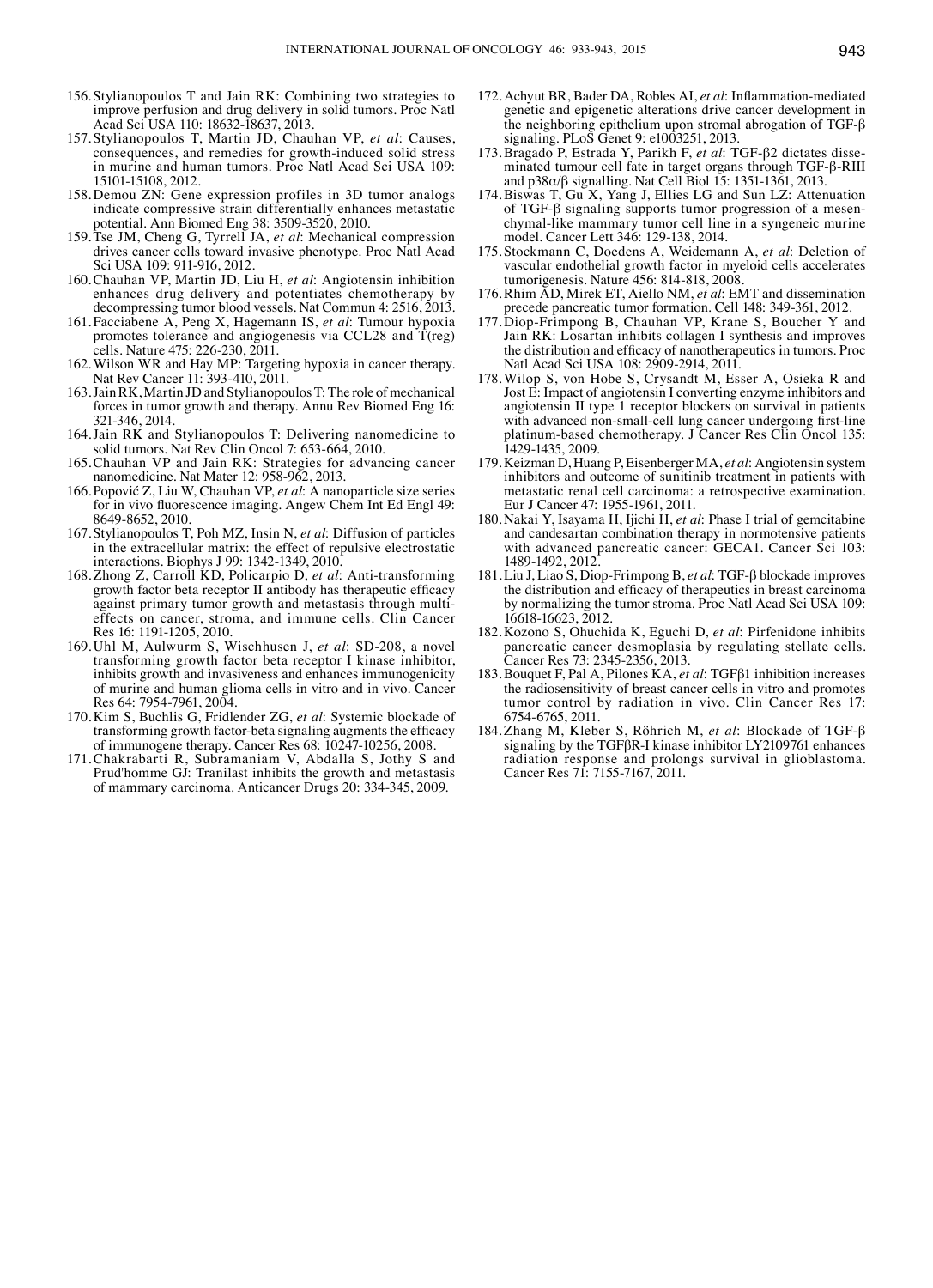156. Stylianopoulos T and Jain RK: Combining two strategies to improve perfusion and drug delivery in solid tumors. Proc Natl Acad Sci USA 110: 18632-18637, 2013.
157. Stylianopoulos T, Martin JD, Chauhan VP, *et al*: Causes, consequences, and remedies for growth-induced solid stress in murine and human tumors. Proc Natl Acad Sci USA 109: 15101-15108, 2012.
158. Demou ZN: Gene expression profiles in 3D tumor analogs indicate compressive strain differentially enhances metastatic potential. Ann Biomed Eng 38: 3509-3520, 2010.
159. Tse JM, Cheng G, Tyrrell JA, *et al*: Mechanical compression drives cancer cells toward invasive phenotype. Proc Natl Acad Sci USA 109: 911-916, 2012.
160. Chauhan VP, Martin JD, Liu H, *et al*: Angiotensin inhibition enhances drug delivery and potentiates chemotherapy by decompressing tumor blood vessels. Nat Commun 4: 2516, 2013.
161. Facciabene A, Peng X, Hagemann IS, *et al*: Tumour hypoxia promotes tolerance and angiogenesis via CCL28 and T(reg) cells. Nature 475: 226-230, 2011.
162. Wilson WR and Hay MP: Targeting hypoxia in cancer therapy. Nat Rev Cancer 11: 393-410, 2011.
163. Jain RK, Martin JD and Stylianopoulos T: The role of mechanical forces in tumor growth and therapy. Annu Rev Biomed Eng 16: 321-346, 2014.
164. Jain RK and Stylianopoulos T: Delivering nanomedicine to solid tumors. Nat Rev Clin Oncol 7: 653-664, 2010.
165. Chauhan VP and Jain RK: Strategies for advancing cancer nanomedicine. Nat Mater 12: 958-962, 2013.
166. Popović Z, Liu W, Chauhan VP, *et al*: A nanoparticle size series for in vivo fluorescence imaging. Angew Chem Int Ed Engl 49: 8649-8652, 2010.
167. Stylianopoulos T, Poh MZ, Insin N, *et al*: Diffusion of particles in the extracellular matrix: the effect of repulsive electrostatic interactions. Biophys J 99: 1342-1349, 2010.
168. Zhong Z, Carroll KD, Policarpio D, *et al*: Anti-transforming growth factor beta receptor II antibody has therapeutic efficacy against primary tumor growth and metastasis through multi-effects on cancer, stroma, and immune cells. Clin Cancer Res 16: 1191-1205, 2010.
169. Uhl M, Aulwurm S, Wischhusen J, *et al*: SD-208, a novel transforming growth factor beta receptor I kinase inhibitor, inhibits growth and invasiveness and enhances immunogenicity of murine and human glioma cells in vitro and in vivo. Cancer Res 64: 7954-7961, 2004.
170. Kim S, Buchlis G, Fridlender ZG, *et al*: Systemic blockade of transforming growth factor-beta signaling augments the efficacy of immunogene therapy. Cancer Res 68: 10247-10256, 2008.
171. Chakrabarti R, Subramaniam V, Abdalla S, Jothy S and Prud'homme GJ: Tranilast inhibits the growth and metastasis of mammary carcinoma. Anticancer Drugs 20: 334-345, 2009.
172. Achyut BR, Bader DA, Robles AI, *et al*: Inflammation-mediated genetic and epigenetic alterations drive cancer development in the neighboring epithelium upon stromal abrogation of TGF-β signaling. PLoS Genet 9: e1003251, 2013.
173. Bragado P, Estrada Y, Parikh F, *et al*: TGF-β2 dictates disseminated tumour cell fate in target organs through TGF-β-RIII and p38α/β signalling. Nat Cell Biol 15: 1351-1361, 2013.
174. Biswas T, Gu X, Yang J, Ellies LG and Sun LZ: Attenuation of TGF-β signaling supports tumor progression of a mesenchymal-like mammary tumor cell line in a syngeneic murine model. Cancer Lett 346: 129-138, 2014.
175. Stockmann C, Doedens A, Weidemann A, *et al*: Deletion of vascular endothelial growth factor in myeloid cells accelerates tumorigenesis. Nature 456: 814-818, 2008.
176. Rhim AD, Mirek ET, Aiello NM, *et al*: EMT and dissemination precede pancreatic tumor formation. Cell 148: 349-361, 2012.
177. Diop-Frimpong B, Chauhan VP, Krane S, Boucher Y and Jain RK: Losartan inhibits collagen I synthesis and improves the distribution and efficacy of nanotherapeutics in tumors. Proc Natl Acad Sci USA 108: 2909-2914, 2011.
178. Wilop S, von Hobe S, Crysandt M, Esser A, Osieka R and Jost E: Impact of angiotensin I converting enzyme inhibitors and angiotensin II type 1 receptor blockers on survival in patients with advanced non-small-cell lung cancer undergoing first-line platinum-based chemotherapy. J Cancer Res Clin Oncol 135: 1429-1435, 2009.
179. Keizman D, Huang P, Eisenberger MA, *et al*: Angiotensin system inhibitors and outcome of sunitinib treatment in patients with metastatic renal cell carcinoma: a retrospective examination. Eur J Cancer 47: 1955-1961, 2011.
180. Nakai Y, Isayama H, Ijichi H, *et al*: Phase I trial of gemcitabine and candesartan combination therapy in normotensive patients with advanced pancreatic cancer: GECA1. Cancer Sci 103: 1489-1492, 2012.
181. Liu J, Liao S, Diop-Frimpong B, *et al*: TGF-β blockade improves the distribution and efficacy of therapeutics in breast carcinoma by normalizing the tumor stroma. Proc Natl Acad Sci USA 109: 16618-16623, 2012.
182. Kozono S, Ohuchida K, Eguchi D, *et al*: Pirfenidone inhibits pancreatic cancer desmoplasia by regulating stellate cells. Cancer Res 73: 2345-2356, 2013.
183. Bouquet F, Pal A, Pilones KA, *et al*: TGFβ1 inhibition increases the radiosensitivity of breast cancer cells in vitro and promotes tumor control by radiation in vivo. Clin Cancer Res 17: 6754-6765, 2011.
184. Zhang M, Kleber S, Röhrich M, *et al*: Blockade of TGF-β signaling by the TGFβR-I kinase inhibitor LY2109761 enhances radiation response and prolongs survival in glioblastoma. Cancer Res 71: 7155-7167, 2011.